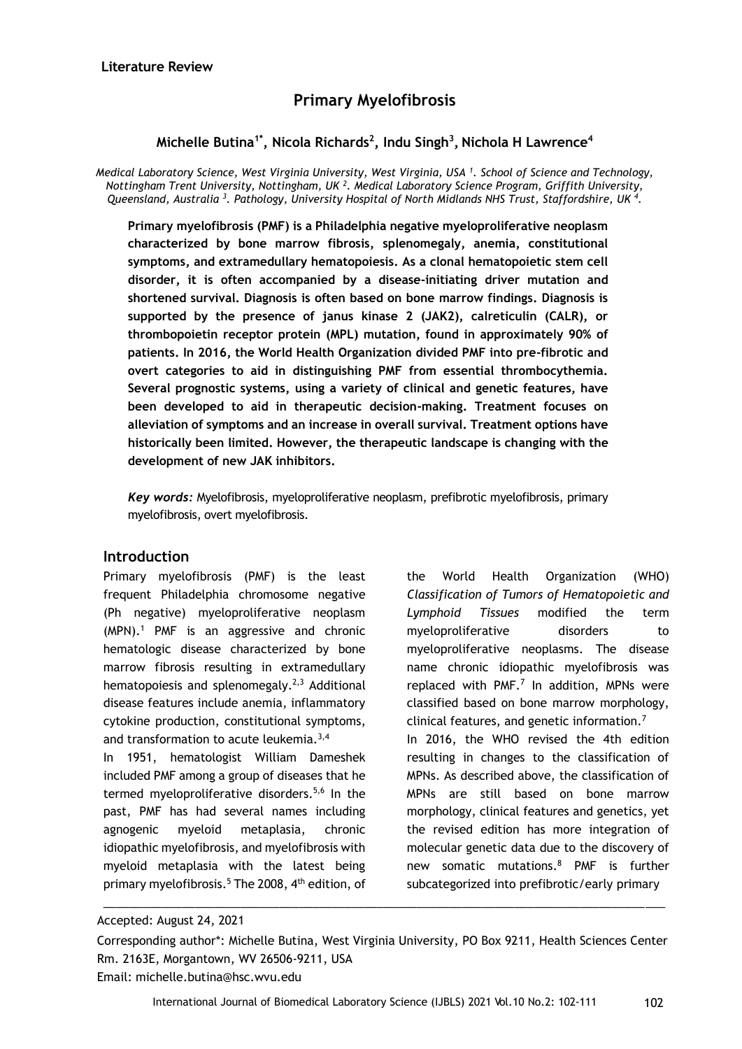**Literature Review**

# Primary Myelofibrosis

**Michelle Butina[1*], Nicola Richards[2], Indu Singh[3], Nichola H Lawrence[4]**

*Medical Laboratory Science, West Virginia University, West Virginia, USA [1]. School of Science and Technology, Nottingham Trent University, Nottingham, UK [2]. Medical Laboratory Science Program, Griffith University, Queensland, Australia [3]. Pathology, University Hospital of North Midlands NHS Trust, Staffordshire, UK [4].*

**Primary myelofibrosis (PMF) is a Philadelphia negative myeloproliferative neoplasm characterized by bone marrow fibrosis, splenomegaly, anemia, constitutional symptoms, and extramedullary hematopoiesis. As a clonal hematopoietic stem cell disorder, it is often accompanied by a disease-initiating driver mutation and shortened survival. Diagnosis is often based on bone marrow findings. Diagnosis is supported by the presence of janus kinase 2 (JAK2), calreticulin (CALR), or thrombopoietin receptor protein (MPL) mutation, found in approximately 90% of patients. In 2016, the World Health Organization divided PMF into pre-fibrotic and overt categories to aid in distinguishing PMF from essential thrombocythemia. Several prognostic systems, using a variety of clinical and genetic features, have been developed to aid in therapeutic decision-making. Treatment focuses on alleviation of symptoms and an increase in overall survival. Treatment options have historically been limited. However, the therapeutic landscape is changing with the development of new JAK inhibitors.**

***Key words:*** Myelofibrosis, myeloproliferative neoplasm, prefibrotic myelofibrosis, primary myelofibrosis, overt myelofibrosis.

## Introduction

Primary myelofibrosis (PMF) is the least frequent Philadelphia chromosome negative (Ph negative) myeloproliferative neoplasm (MPN).[1] PMF is an aggressive and chronic hematologic disease characterized by bone marrow fibrosis resulting in extramedullary hematopoiesis and splenomegaly.[2,3] Additional disease features include anemia, inflammatory cytokine production, constitutional symptoms, and transformation to acute leukemia.[3,4]

In 1951, hematologist William Dameshek included PMF among a group of diseases that he termed myeloproliferative disorders.[5,6] In the past, PMF has had several names including agnogenic myeloid metaplasia, chronic idiopathic myelofibrosis, and myelofibrosis with myeloid metaplasia with the latest being primary myelofibrosis.[5] The 2008, 4th edition, of the World Health Organization (WHO) *Classification of Tumors of Hematopoietic and Lymphoid Tissues* modified the term myeloproliferative disorders to myeloproliferative neoplasms. The disease name chronic idiopathic myelofibrosis was replaced with PMF.[7] In addition, MPNs were classified based on bone marrow morphology, clinical features, and genetic information.[7]

In 2016, the WHO revised the 4th edition resulting in changes to the classification of MPNs. As described above, the classification of MPNs are still based on bone marrow morphology, clinical features and genetics, yet the revised edition has more integration of molecular genetic data due to the discovery of new somatic mutations.[8] PMF is further subcategorized into prefibrotic/early primary

Accepted: August 24, 2021

Corresponding author*: Michelle Butina, West Virginia University, PO Box 9211, Health Sciences Center Rm. 2163E, Morgantown, WV 26506-9211, USA
Email: michelle.butina@hsc.wvu.edu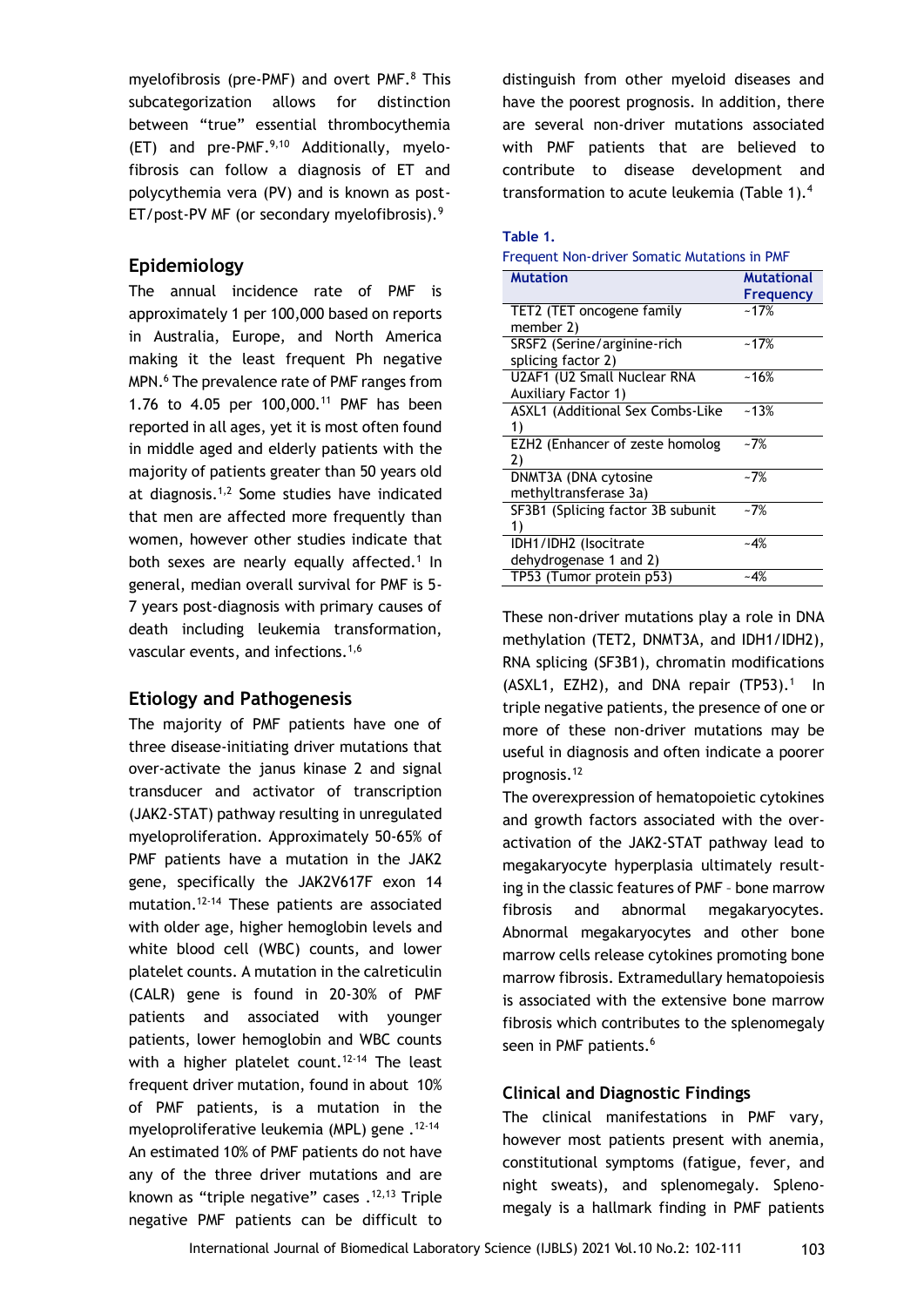myelofibrosis (pre-PMF) and overt PMF.[8] This subcategorization allows for distinction between "true" essential thrombocythemia (ET) and pre-PMF.[9,10] Additionally, myelofibrosis can follow a diagnosis of ET and polycythemia vera (PV) and is known as post-ET/post-PV MF (or secondary myelofibrosis).[9]

## Epidemiology

The annual incidence rate of PMF is approximately 1 per 100,000 based on reports in Australia, Europe, and North America making it the least frequent Ph negative MPN.[6] The prevalence rate of PMF ranges from 1.76 to 4.05 per 100,000.[11] PMF has been reported in all ages, yet it is most often found in middle aged and elderly patients with the majority of patients greater than 50 years old at diagnosis.[1,2] Some studies have indicated that men are affected more frequently than women, however other studies indicate that both sexes are nearly equally affected.[1] In general, median overall survival for PMF is 5-7 years post-diagnosis with primary causes of death including leukemia transformation, vascular events, and infections.[1,6]

## Etiology and Pathogenesis

The majority of PMF patients have one of three disease-initiating driver mutations that over-activate the janus kinase 2 and signal transducer and activator of transcription (JAK2-STAT) pathway resulting in unregulated myeloproliferation. Approximately 50-65% of PMF patients have a mutation in the JAK2 gene, specifically the JAK2V617F exon 14 mutation.[12-14] These patients are associated with older age, higher hemoglobin levels and white blood cell (WBC) counts, and lower platelet counts. A mutation in the calreticulin (CALR) gene is found in 20-30% of PMF patients and associated with younger patients, lower hemoglobin and WBC counts with a higher platelet count.[12-14] The least frequent driver mutation, found in about 10% of PMF patients, is a mutation in the myeloproliferative leukemia (MPL) gene .[12-14] An estimated 10% of PMF patients do not have any of the three driver mutations and are known as "triple negative" cases .[12,13] Triple negative PMF patients can be difficult to distinguish from other myeloid diseases and have the poorest prognosis. In addition, there are several non-driver mutations associated with PMF patients that are believed to contribute to disease development and transformation to acute leukemia (Table 1).[4]

**Table 1.**
Frequent Non-driver Somatic Mutations in PMF

| Mutation | Mutational Frequency |
|---|---|
| TET2 (TET oncogene family member 2) | ~17% |
| SRSF2 (Serine/arginine-rich splicing factor 2) | ~17% |
| U2AF1 (U2 Small Nuclear RNA Auxiliary Factor 1) | ~16% |
| ASXL1 (Additional Sex Combs-Like 1) | ~13% |
| EZH2 (Enhancer of zeste homolog 2) | ~7% |
| DNMT3A (DNA cytosine methyltransferase 3a) | ~7% |
| SF3B1 (Splicing factor 3B subunit 1) | ~7% |
| IDH1/IDH2 (Isocitrate dehydrogenase 1 and 2) | ~4% |
| TP53 (Tumor protein p53) | ~4% |

These non-driver mutations play a role in DNA methylation (TET2, DNMT3A, and IDH1/IDH2), RNA splicing (SF3B1), chromatin modifications (ASXL1, EZH2), and DNA repair (TP53).[1] In triple negative patients, the presence of one or more of these non-driver mutations may be useful in diagnosis and often indicate a poorer prognosis.[12]

The overexpression of hematopoietic cytokines and growth factors associated with the over-activation of the JAK2-STAT pathway lead to megakaryocyte hyperplasia ultimately resulting in the classic features of PMF – bone marrow fibrosis and abnormal megakaryocytes. Abnormal megakaryocytes and other bone marrow cells release cytokines promoting bone marrow fibrosis. Extramedullary hematopoiesis is associated with the extensive bone marrow fibrosis which contributes to the splenomegaly seen in PMF patients.[6]

## Clinical and Diagnostic Findings

The clinical manifestations in PMF vary, however most patients present with anemia, constitutional symptoms (fatigue, fever, and night sweats), and splenomegaly. Splenomegaly is a hallmark finding in PMF patients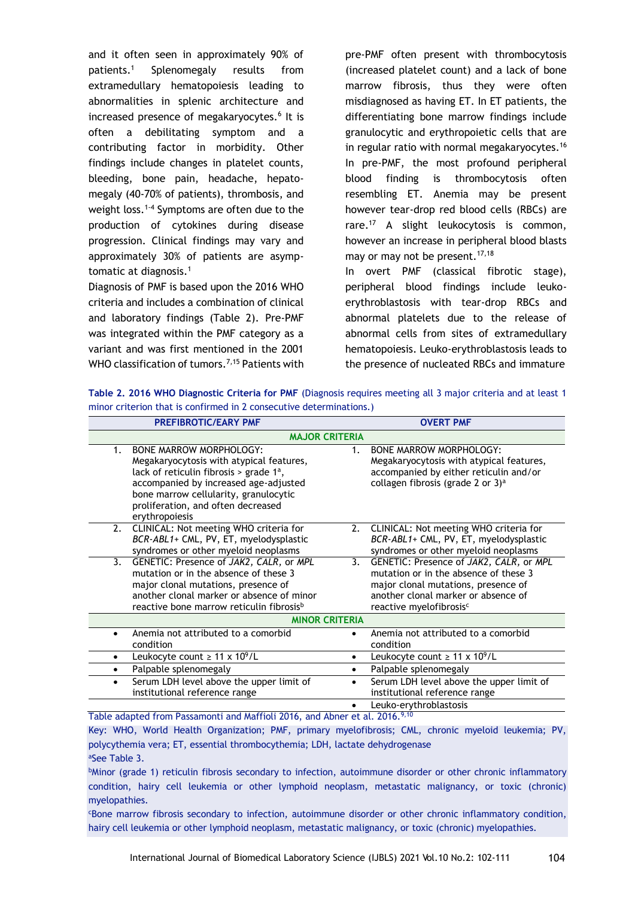and it often seen in approximately 90% of patients.[1] Splenomegaly results from extramedullary hematopoiesis leading to abnormalities in splenic architecture and increased presence of megakaryocytes.[6] It is often a debilitating symptom and a contributing factor in morbidity. Other findings include changes in platelet counts, bleeding, bone pain, headache, hepatomegaly (40-70% of patients), thrombosis, and weight loss.[1-4] Symptoms are often due to the production of cytokines during disease progression. Clinical findings may vary and approximately 30% of patients are asymptomatic at diagnosis.[1]

Diagnosis of PMF is based upon the 2016 WHO criteria and includes a combination of clinical and laboratory findings (Table 2). Pre-PMF was integrated within the PMF category as a variant and was first mentioned in the 2001 WHO classification of tumors.[7,15] Patients with pre-PMF often present with thrombocytosis (increased platelet count) and a lack of bone marrow fibrosis, thus they were often misdiagnosed as having ET. In ET patients, the differentiating bone marrow findings include granulocytic and erythropoietic cells that are in regular ratio with normal megakaryocytes.[16] In pre-PMF, the most profound peripheral blood finding is thrombocytosis often resembling ET. Anemia may be present however tear-drop red blood cells (RBCs) are rare.[17] A slight leukocytosis is common, however an increase in peripheral blood blasts may or may not be present.[17,18]

In overt PMF (classical fibrotic stage), peripheral blood findings include leuko-erythroblastosis with tear-drop RBCs and abnormal platelets due to the release of abnormal cells from sites of extramedullary hematopoiesis. Leuko-erythroblastosis leads to the presence of nucleated RBCs and immature

**Table 2. 2016 WHO Diagnostic Criteria for PMF** (Diagnosis requires meeting all 3 major criteria and at least 1 minor criterion that is confirmed in 2 consecutive determinations.)

| PREFIBROTIC/EARY PMF | OVERT PMF |
|---|---|
| **MAJOR CRITERIA** | |
| 1. BONE MARROW MORPHOLOGY: Megakaryocytosis with atypical features, lack of reticulin fibrosis > grade 1[a], accompanied by increased age-adjusted bone marrow cellularity, granulocytic proliferation, and often decreased erythropoiesis | 1. BONE MARROW MORPHOLOGY: Megakaryocytosis with atypical features, accompanied by either reticulin and/or collagen fibrosis (grade 2 or 3)[a] |
| 2. CLINICAL: Not meeting WHO criteria for *BCR-ABL1*+ CML, PV, ET, myelodysplastic syndromes or other myeloid neoplasms | 2. CLINICAL: Not meeting WHO criteria for *BCR-ABL1*+ CML, PV, ET, myelodysplastic syndromes or other myeloid neoplasms |
| 3. GENETIC: Presence of *JAK2, CALR,* or *MPL* mutation or in the absence of these 3 major clonal mutations, presence of another clonal marker or absence of minor reactive bone marrow reticulin fibrosis[b] | 3. GENETIC: Presence of *JAK2, CALR,* or *MPL* mutation or in the absence of these 3 major clonal mutations, presence of another clonal marker or absence of reactive myelofibrosis[c] |
| **MINOR CRITERIA** | |
| • Anemia not attributed to a comorbid condition | • Anemia not attributed to a comorbid condition |
| • Leukocyte count ≥ 11 x $10^9$/L | • Leukocyte count ≥ 11 x $10^9$/L |
| • Palpable splenomegaly | • Palpable splenomegaly |
| • Serum LDH level above the upper limit of institutional reference range | • Serum LDH level above the upper limit of institutional reference range |
| | • Leuko-erythroblastosis |

Table adapted from Passamonti and Maffioli 2016, and Abner et al. 2016.[9,10]

Key: WHO, World Health Organization; PMF, primary myelofibrosis; CML, chronic myeloid leukemia; PV, polycythemia vera; ET, essential thrombocythemia; LDH, lactate dehydrogenase

[a]See Table 3.

[b]Minor (grade 1) reticulin fibrosis secondary to infection, autoimmune disorder or other chronic inflammatory condition, hairy cell leukemia or other lymphoid neoplasm, metastatic malignancy, or toxic (chronic) myelopathies.

[c]Bone marrow fibrosis secondary to infection, autoimmune disorder or other chronic inflammatory condition, hairy cell leukemia or other lymphoid neoplasm, metastatic malignancy, or toxic (chronic) myelopathies.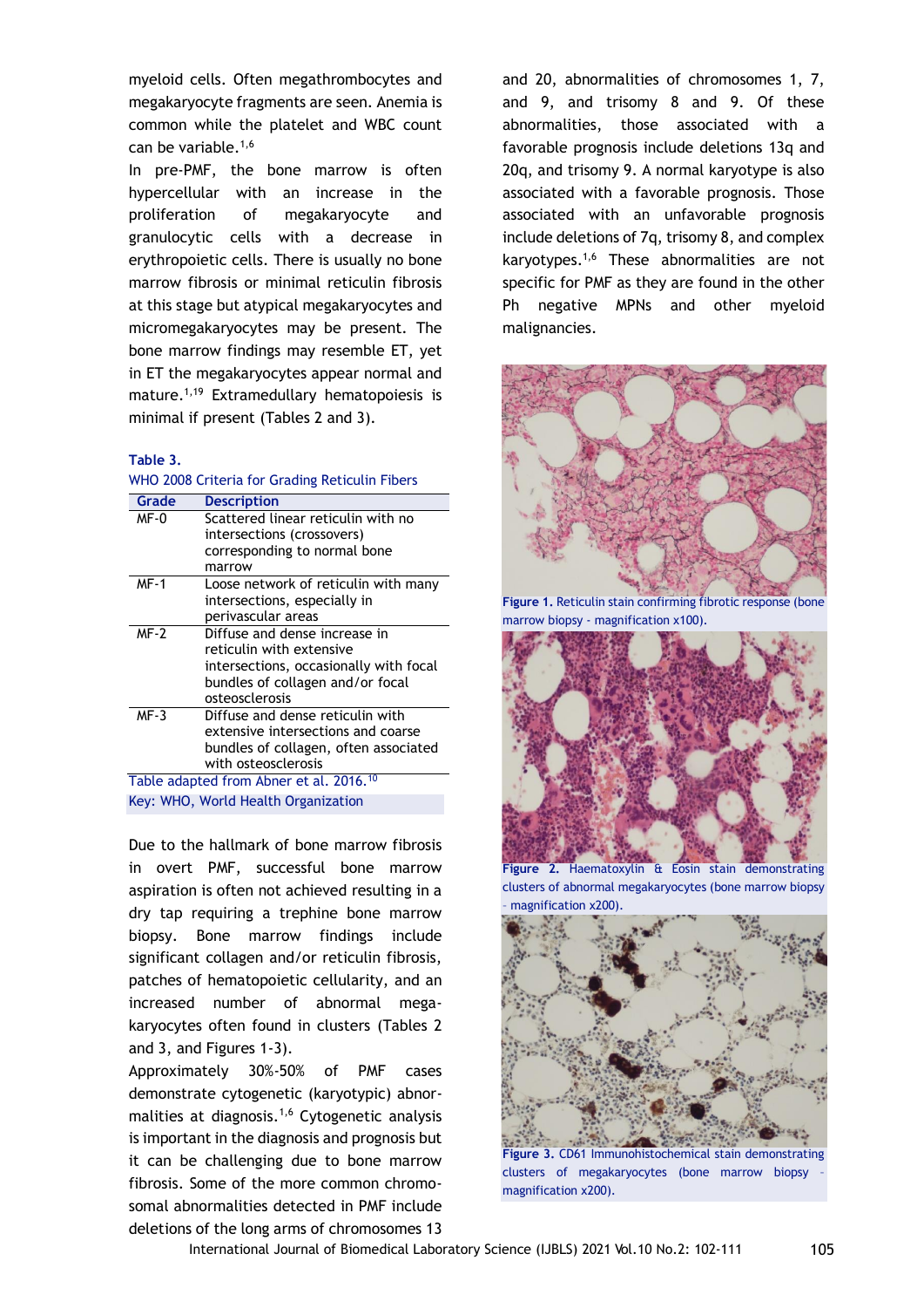myeloid cells. Often megathrombocytes and megakaryocyte fragments are seen. Anemia is common while the platelet and WBC count can be variable.[1,6]

In pre-PMF, the bone marrow is often hypercellular with an increase in the proliferation of megakaryocyte and granulocytic cells with a decrease in erythropoietic cells. There is usually no bone marrow fibrosis or minimal reticulin fibrosis at this stage but atypical megakaryocytes and micromegakaryocytes may be present. The bone marrow findings may resemble ET, yet in ET the megakaryocytes appear normal and mature.[1,19] Extramedullary hematopoiesis is minimal if present (Tables 2 and 3).

**Table 3.**
WHO 2008 Criteria for Grading Reticulin Fibers

| Grade | Description |
|---|---|
| MF-0 | Scattered linear reticulin with no intersections (crossovers) corresponding to normal bone marrow |
| MF-1 | Loose network of reticulin with many intersections, especially in perivascular areas |
| MF-2 | Diffuse and dense increase in reticulin with extensive intersections, occasionally with focal bundles of collagen and/or focal osteosclerosis |
| MF-3 | Diffuse and dense reticulin with extensive intersections and coarse bundles of collagen, often associated with osteosclerosis |

Table adapted from Abner et al. 2016.[10]
Key: WHO, World Health Organization

Due to the hallmark of bone marrow fibrosis in overt PMF, successful bone marrow aspiration is often not achieved resulting in a dry tap requiring a trephine bone marrow biopsy. Bone marrow findings include significant collagen and/or reticulin fibrosis, patches of hematopoietic cellularity, and an increased number of abnormal megakaryocytes often found in clusters (Tables 2 and 3, and Figures 1-3).

Approximately 30%-50% of PMF cases demonstrate cytogenetic (karyotypic) abnormalities at diagnosis.[1,6] Cytogenetic analysis is important in the diagnosis and prognosis but it can be challenging due to bone marrow fibrosis. Some of the more common chromosomal abnormalities detected in PMF include deletions of the long arms of chromosomes 13 and 20, abnormalities of chromosomes 1, 7, and 9, and trisomy 8 and 9. Of these abnormalities, those associated with a favorable prognosis include deletions 13q and 20q, and trisomy 9. A normal karyotype is also associated with a favorable prognosis. Those associated with an unfavorable prognosis include deletions of 7q, trisomy 8, and complex karyotypes.[1,6] These abnormalities are not specific for PMF as they are found in the other Ph negative MPNs and other myeloid malignancies.

**Figure 1.** Reticulin stain confirming fibrotic response (bone marrow biopsy - magnification x100).

**Figure 2.** Haematoxylin & Eosin stain demonstrating clusters of abnormal megakaryocytes (bone marrow biopsy - magnification x200).

**Figure 3.** CD61 Immunohistochemical stain demonstrating clusters of megakaryocytes (bone marrow biopsy - magnification x200).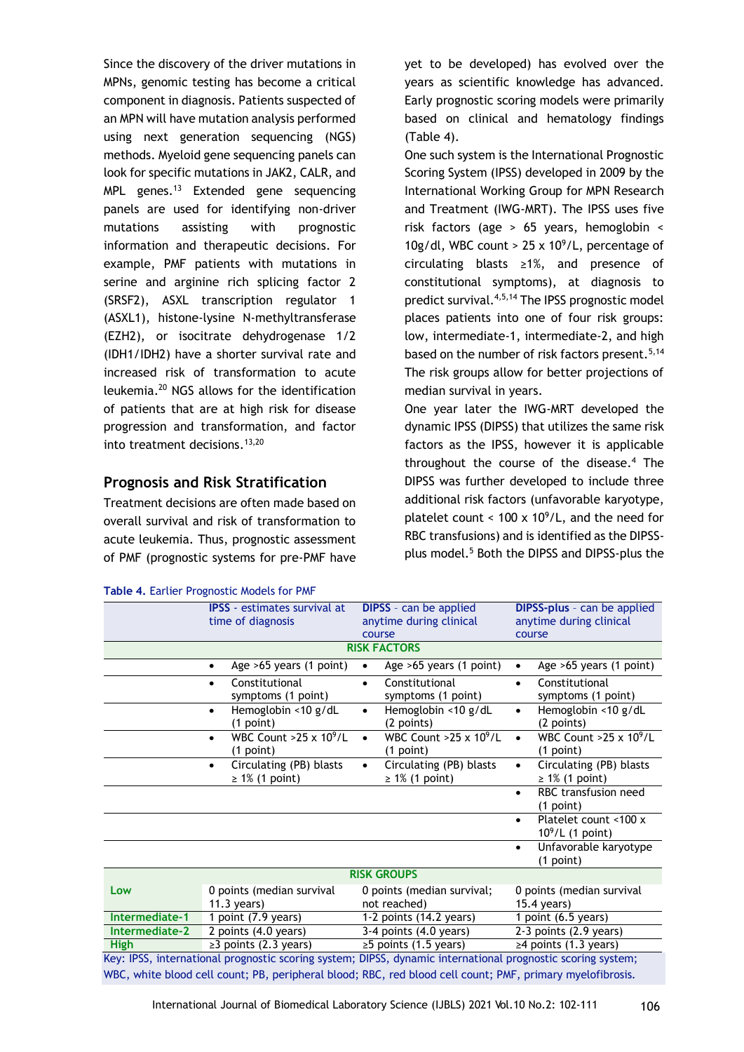Since the discovery of the driver mutations in MPNs, genomic testing has become a critical component in diagnosis. Patients suspected of an MPN will have mutation analysis performed using next generation sequencing (NGS) methods. Myeloid gene sequencing panels can look for specific mutations in JAK2, CALR, and MPL genes.[13] Extended gene sequencing panels are used for identifying non-driver mutations assisting with prognostic information and therapeutic decisions. For example, PMF patients with mutations in serine and arginine rich splicing factor 2 (SRSF2), ASXL transcription regulator 1 (ASXL1), histone-lysine N-methyltransferase (EZH2), or isocitrate dehydrogenase 1/2 (IDH1/IDH2) have a shorter survival rate and increased risk of transformation to acute leukemia.[20] NGS allows for the identification of patients that are at high risk for disease progression and transformation, and factor into treatment decisions.[13,20]

## Prognosis and Risk Stratification

Treatment decisions are often made based on overall survival and risk of transformation to acute leukemia. Thus, prognostic assessment of PMF (prognostic systems for pre-PMF have yet to be developed) has evolved over the years as scientific knowledge has advanced. Early prognostic scoring models were primarily based on clinical and hematology findings (Table 4).

One such system is the International Prognostic Scoring System (IPSS) developed in 2009 by the International Working Group for MPN Research and Treatment (IWG-MRT). The IPSS uses five risk factors (age > 65 years, hemoglobin < 10g/dl, WBC count > 25 x $10^9$/L, percentage of circulating blasts ≥1%, and presence of constitutional symptoms), at diagnosis to predict survival.[4,5,14] The IPSS prognostic model places patients into one of four risk groups: low, intermediate-1, intermediate-2, and high based on the number of risk factors present.[5,14] The risk groups allow for better projections of median survival in years.

One year later the IWG-MRT developed the dynamic IPSS (DIPSS) that utilizes the same risk factors as the IPSS, however it is applicable throughout the course of the disease.[4] The DIPSS was further developed to include three additional risk factors (unfavorable karyotype, platelet count < 100 x $10^9$/L, and the need for RBC transfusions) and is identified as the DIPSS-plus model.[5] Both the DIPSS and DIPSS-plus the

**Table 4.** Earlier Prognostic Models for PMF

| | **IPSS** - estimates survival at time of diagnosis | **DIPSS** - can be applied anytime during clinical course | **DIPSS-plus** - can be applied anytime during clinical course |
|---|---|---|---|
| | | **RISK FACTORS** | |
| | • Age >65 years (1 point) | • Age >65 years (1 point) | • Age >65 years (1 point) |
| | • Constitutional symptoms (1 point) | • Constitutional symptoms (1 point) | • Constitutional symptoms (1 point) |
| | • Hemoglobin <10 g/dL (1 point) | • Hemoglobin <10 g/dL (2 points) | • Hemoglobin <10 g/dL (2 points) |
| | • WBC Count >25 x $10^9$/L (1 point) | • WBC Count >25 x $10^9$/L (1 point) | • WBC Count >25 x $10^9$/L (1 point) |
| | • Circulating (PB) blasts ≥ 1% (1 point) | • Circulating (PB) blasts ≥ 1% (1 point) | • Circulating (PB) blasts ≥ 1% (1 point) |
| | | | • RBC transfusion need (1 point) |
| | | | • Platelet count <100 x $10^9$/L (1 point) |
| | | | • Unfavorable karyotype (1 point) |
| | | **RISK GROUPS** | |
| **Low** | 0 points (median survival 11.3 years) | 0 points (median survival; not reached) | 0 points (median survival 15.4 years) |
| **Intermediate-1** | 1 point (7.9 years) | 1-2 points (14.2 years) | 1 point (6.5 years) |
| **Intermediate-2** | 2 points (4.0 years) | 3-4 points (4.0 years) | 2-3 points (2.9 years) |
| **High** | ≥3 points (2.3 years) | ≥5 points (1.5 years) | ≥4 points (1.3 years) |

Key: IPSS, international prognostic scoring system; DIPSS, dynamic international prognostic scoring system; WBC, white blood cell count; PB, peripheral blood; RBC, red blood cell count; PMF, primary myelofibrosis.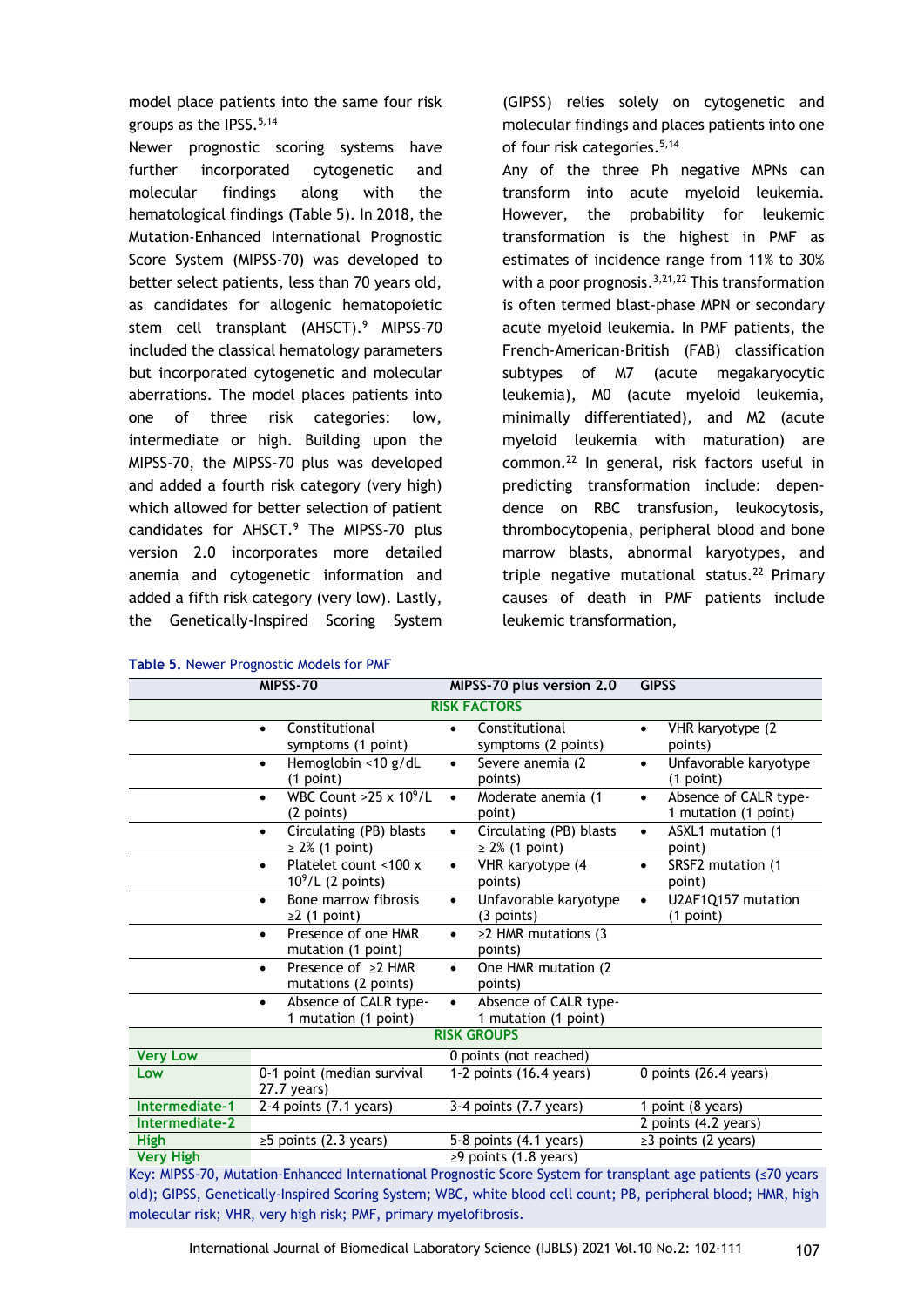model place patients into the same four risk groups as the IPSS.[5,14]

Newer prognostic scoring systems have further incorporated cytogenetic and molecular findings along with the hematological findings (Table 5). In 2018, the Mutation-Enhanced International Prognostic Score System (MIPSS-70) was developed to better select patients, less than 70 years old, as candidates for allogenic hematopoietic stem cell transplant (AHSCT).[9] MIPSS-70 included the classical hematology parameters but incorporated cytogenetic and molecular aberrations. The model places patients into one of three risk categories: low, intermediate or high. Building upon the MIPSS-70, the MIPSS-70 plus was developed and added a fourth risk category (very high) which allowed for better selection of patient candidates for AHSCT.[9] The MIPSS-70 plus version 2.0 incorporates more detailed anemia and cytogenetic information and added a fifth risk category (very low). Lastly, the Genetically-Inspired Scoring System (GIPSS) relies solely on cytogenetic and molecular findings and places patients into one of four risk categories.[5,14]

Any of the three Ph negative MPNs can transform into acute myeloid leukemia. However, the probability for leukemic transformation is the highest in PMF as estimates of incidence range from 11% to 30% with a poor prognosis.[3,21,22] This transformation is often termed blast-phase MPN or secondary acute myeloid leukemia. In PMF patients, the French-American-British (FAB) classification subtypes of M7 (acute megakaryocytic leukemia), M0 (acute myeloid leukemia, minimally differentiated), and M2 (acute myeloid leukemia with maturation) are common.[22] In general, risk factors useful in predicting transformation include: dependence on RBC transfusion, leukocytosis, thrombocytopenia, peripheral blood and bone marrow blasts, abnormal karyotypes, and triple negative mutational status.[22] Primary causes of death in PMF patients include leukemic transformation,

**Table 5.** Newer Prognostic Models for PMF

| | MIPSS-70 | MIPSS-70 plus version 2.0 | GIPSS |
|---|---|---|---|
| **RISK FACTORS** | | | |
| | • Constitutional symptoms (1 point) | • Constitutional symptoms (2 points) | • VHR karyotype (2 points) |
| | • Hemoglobin <10 g/dL (1 point) | • Severe anemia (2 points) | • Unfavorable karyotype (1 point) |
| | • WBC Count >25 x $10^9$/L (2 points) | • Moderate anemia (1 point) | • Absence of CALR type-1 mutation (1 point) |
| | • Circulating (PB) blasts ≥ 2% (1 point) | • Circulating (PB) blasts ≥ 2% (1 point) | • ASXL1 mutation (1 point) |
| | • Platelet count <100 x $10^9$/L (2 points) | • VHR karyotype (4 points) | • SRSF2 mutation (1 point) |
| | • Bone marrow fibrosis ≥2 (1 point) | • Unfavorable karyotype (3 points) | • U2AF1Q157 mutation (1 point) |
| | • Presence of one HMR mutation (1 point) | • ≥2 HMR mutations (3 points) | |
| | • Presence of ≥2 HMR mutations (2 points) | • One HMR mutation (2 points) | |
| | • Absence of CALR type-1 mutation (1 point) | • Absence of CALR type-1 mutation (1 point) | |
| **RISK GROUPS** | | | |
| **Very Low** | | 0 points (not reached) | |
| **Low** | 0-1 point (median survival 27.7 years) | 1-2 points (16.4 years) | 0 points (26.4 years) |
| **Intermediate-1** | 2-4 points (7.1 years) | 3-4 points (7.7 years) | 1 point (8 years) |
| **Intermediate-2** | | | 2 points (4.2 years) |
| **High** | ≥5 points (2.3 years) | 5-8 points (4.1 years) | ≥3 points (2 years) |
| **Very High** | | ≥9 points (1.8 years) | |

Key: MIPSS-70, Mutation-Enhanced International Prognostic Score System for transplant age patients (≤70 years old); GIPSS, Genetically-Inspired Scoring System; WBC, white blood cell count; PB, peripheral blood; HMR, high molecular risk; VHR, very high risk; PMF, primary myelofibrosis.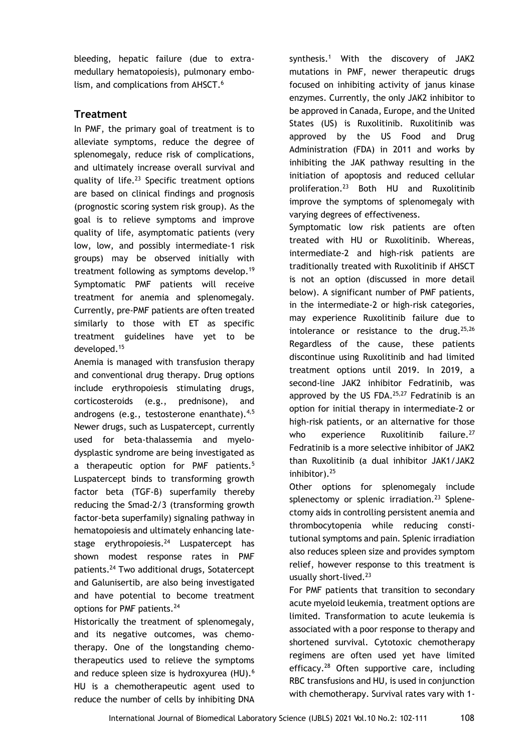bleeding, hepatic failure (due to extra-medullary hematopoiesis), pulmonary embolism, and complications from AHSCT.[6]

## Treatment

In PMF, the primary goal of treatment is to alleviate symptoms, reduce the degree of splenomegaly, reduce risk of complications, and ultimately increase overall survival and quality of life.[23] Specific treatment options are based on clinical findings and prognosis (prognostic scoring system risk group). As the goal is to relieve symptoms and improve quality of life, asymptomatic patients (very low, low, and possibly intermediate-1 risk groups) may be observed initially with treatment following as symptoms develop.[19] Symptomatic PMF patients will receive treatment for anemia and splenomegaly. Currently, pre-PMF patients are often treated similarly to those with ET as specific treatment guidelines have yet to be developed.[15]

Anemia is managed with transfusion therapy and conventional drug therapy. Drug options include erythropoiesis stimulating drugs, corticosteroids (e.g., prednisone), and androgens (e.g., testosterone enanthate).[4,5] Newer drugs, such as Luspatercept, currently used for beta-thalassemia and myelodysplastic syndrome are being investigated as a therapeutic option for PMF patients.[5] Luspatercept binds to transforming growth factor beta (TGF-β) superfamily thereby reducing the Smad-2/3 (transforming growth factor-beta superfamily) signaling pathway in hematopoiesis and ultimately enhancing late-stage erythropoiesis.[24] Luspatercept has shown modest response rates in PMF patients.[24] Two additional drugs, Sotatercept and Galunisertib, are also being investigated and have potential to become treatment options for PMF patients.[24]

Historically the treatment of splenomegaly, and its negative outcomes, was chemotherapy. One of the longstanding chemotherapeutics used to relieve the symptoms and reduce spleen size is hydroxyurea (HU).[6] HU is a chemotherapeutic agent used to reduce the number of cells by inhibiting DNA synthesis.[1] With the discovery of JAK2 mutations in PMF, newer therapeutic drugs focused on inhibiting activity of janus kinase enzymes. Currently, the only JAK2 inhibitor to be approved in Canada, Europe, and the United States (US) is Ruxolitinib. Ruxolitinib was approved by the US Food and Drug Administration (FDA) in 2011 and works by inhibiting the JAK pathway resulting in the initiation of apoptosis and reduced cellular proliferation.[23] Both HU and Ruxolitinib improve the symptoms of splenomegaly with varying degrees of effectiveness.

Symptomatic low risk patients are often treated with HU or Ruxolitinib. Whereas, intermediate-2 and high-risk patients are traditionally treated with Ruxolitinib if AHSCT is not an option (discussed in more detail below). A significant number of PMF patients, in the intermediate-2 or high-risk categories, may experience Ruxolitinib failure due to intolerance or resistance to the drug.[25,26] Regardless of the cause, these patients discontinue using Ruxolitinib and had limited treatment options until 2019. In 2019, a second-line JAK2 inhibitor Fedratinib, was approved by the US FDA.[25,27] Fedratinib is an option for initial therapy in intermediate-2 or high-risk patients, or an alternative for those who experience Ruxolitinib failure.[27] Fedratinib is a more selective inhibitor of JAK2 than Ruxolitinib (a dual inhibitor JAK1/JAK2 inhibitor).[25]

Other options for splenomegaly include splenectomy or splenic irradiation.[23] Splenectomy aids in controlling persistent anemia and thrombocytopenia while reducing constitutional symptoms and pain. Splenic irradiation also reduces spleen size and provides symptom relief, however response to this treatment is usually short-lived.[23]

For PMF patients that transition to secondary acute myeloid leukemia, treatment options are limited. Transformation to acute leukemia is associated with a poor response to therapy and shortened survival. Cytotoxic chemotherapy regimens are often used yet have limited efficacy.[28] Often supportive care, including RBC transfusions and HU, is used in conjunction with chemotherapy. Survival rates vary with 1-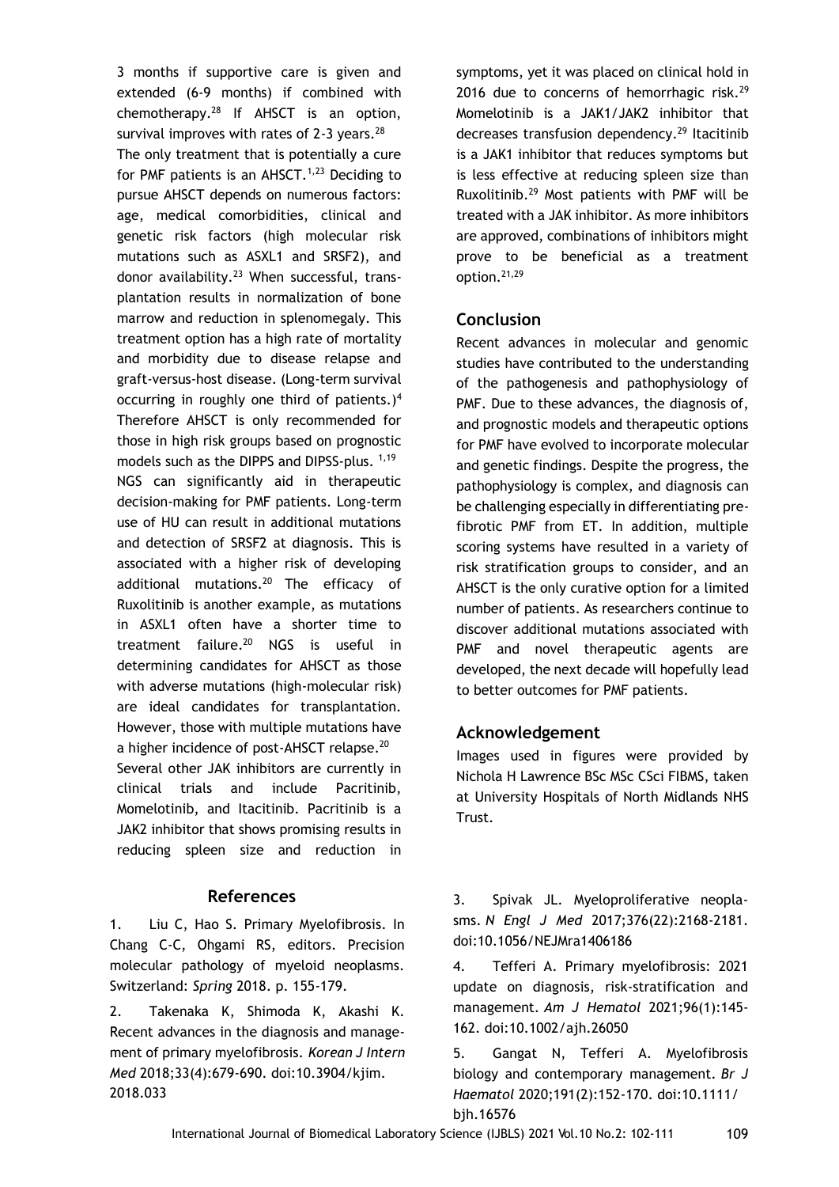3 months if supportive care is given and extended (6-9 months) if combined with chemotherapy.[28] If AHSCT is an option, survival improves with rates of 2-3 years.[28]

The only treatment that is potentially a cure for PMF patients is an AHSCT.[1,23] Deciding to pursue AHSCT depends on numerous factors: age, medical comorbidities, clinical and genetic risk factors (high molecular risk mutations such as ASXL1 and SRSF2), and donor availability.[23] When successful, transplantation results in normalization of bone marrow and reduction in splenomegaly. This treatment option has a high rate of mortality and morbidity due to disease relapse and graft-versus-host disease. (Long-term survival occurring in roughly one third of patients.)[4] Therefore AHSCT is only recommended for those in high risk groups based on prognostic models such as the DIPPS and DIPSS-plus. [1,19]

NGS can significantly aid in therapeutic decision-making for PMF patients. Long-term use of HU can result in additional mutations and detection of SRSF2 at diagnosis. This is associated with a higher risk of developing additional mutations.[20] The efficacy of Ruxolitinib is another example, as mutations in ASXL1 often have a shorter time to treatment failure.[20] NGS is useful in determining candidates for AHSCT as those with adverse mutations (high-molecular risk) are ideal candidates for transplantation. However, those with multiple mutations have a higher incidence of post-AHSCT relapse.[20]

Several other JAK inhibitors are currently in clinical trials and include Pacritinib, Momelotinib, and Itacitinib. Pacritinib is a JAK2 inhibitor that shows promising results in reducing spleen size and reduction in symptoms, yet it was placed on clinical hold in 2016 due to concerns of hemorrhagic risk.[29] Momelotinib is a JAK1/JAK2 inhibitor that decreases transfusion dependency.[29] Itacitinib is a JAK1 inhibitor that reduces symptoms but is less effective at reducing spleen size than Ruxolitinib.[29] Most patients with PMF will be treated with a JAK inhibitor. As more inhibitors are approved, combinations of inhibitors might prove to be beneficial as a treatment option.[21,29]

## Conclusion

Recent advances in molecular and genomic studies have contributed to the understanding of the pathogenesis and pathophysiology of PMF. Due to these advances, the diagnosis of, and prognostic models and therapeutic options for PMF have evolved to incorporate molecular and genetic findings. Despite the progress, the pathophysiology is complex, and diagnosis can be challenging especially in differentiating pre-fibrotic PMF from ET. In addition, multiple scoring systems have resulted in a variety of risk stratification groups to consider, and an AHSCT is the only curative option for a limited number of patients. As researchers continue to discover additional mutations associated with PMF and novel therapeutic agents are developed, the next decade will hopefully lead to better outcomes for PMF patients.

## Acknowledgement

Images used in figures were provided by Nichola H Lawrence BSc MSc CSci FIBMS, taken at University Hospitals of North Midlands NHS Trust.

## References

1. Liu C, Hao S. Primary Myelofibrosis. In Chang C-C, Ohgami RS, editors. Precision molecular pathology of myeloid neoplasms. Switzerland: *Spring* 2018. p. 155-179.

2. Takenaka K, Shimoda K, Akashi K. Recent advances in the diagnosis and management of primary myelofibrosis. *Korean J Intern Med* 2018;33(4):679-690. doi:10.3904/kjim.2018.033

3. Spivak JL. Myeloproliferative neoplasms. *N Engl J Med* 2017;376(22):2168-2181. doi:10.1056/NEJMra1406186

4. Tefferi A. Primary myelofibrosis: 2021 update on diagnosis, risk-stratification and management. *Am J Hematol* 2021;96(1):145-162. doi:10.1002/ajh.26050

5. Gangat N, Tefferi A. Myelofibrosis biology and contemporary management. *Br J Haematol* 2020;191(2):152-170. doi:10.1111/bjh.16576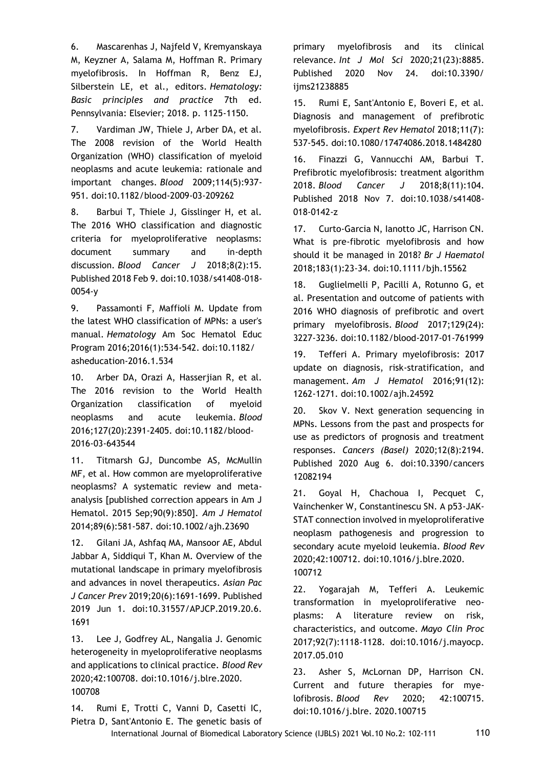6. Mascarenhas J, Najfeld V, Kremyanskaya M, Keyzner A, Salama M, Hoffman R. Primary myelofibrosis. In Hoffman R, Benz EJ, Silberstein LE, et al., editors. *Hematology: Basic principles and practice* 7th ed. Pennsylvania: Elsevier; 2018. p. 1125-1150.

7. Vardiman JW, Thiele J, Arber DA, et al. The 2008 revision of the World Health Organization (WHO) classification of myeloid neoplasms and acute leukemia: rationale and important changes. *Blood* 2009;114(5):937-951. doi:10.1182/blood-2009-03-209262

8. Barbui T, Thiele J, Gisslinger H, et al. The 2016 WHO classification and diagnostic criteria for myeloproliferative neoplasms: document summary and in-depth discussion. *Blood Cancer J* 2018;8(2):15. Published 2018 Feb 9. doi:10.1038/s41408-018-0054-y

9. Passamonti F, Maffioli M. Update from the latest WHO classification of MPNs: a user's manual. *Hematology* Am Soc Hematol Educ Program 2016;2016(1):534-542. doi:10.1182/asheducation-2016.1.534

10. Arber DA, Orazi A, Hasserjian R, et al. The 2016 revision to the World Health Organization classification of myeloid neoplasms and acute leukemia. *Blood* 2016;127(20):2391-2405. doi:10.1182/blood-2016-03-643544

11. Titmarsh GJ, Duncombe AS, McMullin MF, et al. How common are myeloproliferative neoplasms? A systematic review and meta-analysis [published correction appears in Am J Hematol. 2015 Sep;90(9):850]. *Am J Hematol* 2014;89(6):581-587. doi:10.1002/ajh.23690

12. Gilani JA, Ashfaq MA, Mansoor AE, Abdul Jabbar A, Siddiqui T, Khan M. Overview of the mutational landscape in primary myelofibrosis and advances in novel therapeutics. *Asian Pac J Cancer Prev* 2019;20(6):1691-1699. Published 2019 Jun 1. doi:10.31557/APJCP.2019.20.6.1691

13. Lee J, Godfrey AL, Nangalia J. Genomic heterogeneity in myeloproliferative neoplasms and applications to clinical practice. *Blood Rev* 2020;42:100708. doi:10.1016/j.blre.2020.100708

14. Rumi E, Trotti C, Vanni D, Casetti IC, Pietra D, Sant'Antonio E. The genetic basis of primary myelofibrosis and its clinical relevance. *Int J Mol Sci* 2020;21(23):8885. Published 2020 Nov 24. doi:10.3390/ijms21238885

15. Rumi E, Sant'Antonio E, Boveri E, et al. Diagnosis and management of prefibrotic myelofibrosis. *Expert Rev Hematol* 2018;11(7):537-545. doi:10.1080/17474086.2018.1484280

16. Finazzi G, Vannucchi AM, Barbui T. Prefibrotic myelofibrosis: treatment algorithm 2018. *Blood Cancer J* 2018;8(11):104. Published 2018 Nov 7. doi:10.1038/s41408-018-0142-z

17. Curto-Garcia N, Ianotto JC, Harrison CN. What is pre-fibrotic myelofibrosis and how should it be managed in 2018? *Br J Haematol* 2018;183(1):23-34. doi:10.1111/bjh.15562

18. Guglielmelli P, Pacilli A, Rotunno G, et al. Presentation and outcome of patients with 2016 WHO diagnosis of prefibrotic and overt primary myelofibrosis. *Blood* 2017;129(24):3227-3236. doi:10.1182/blood-2017-01-761999

19. Tefferi A. Primary myelofibrosis: 2017 update on diagnosis, risk-stratification, and management. *Am J Hematol* 2016;91(12):1262-1271. doi:10.1002/ajh.24592

20. Skov V. Next generation sequencing in MPNs. Lessons from the past and prospects for use as predictors of prognosis and treatment responses. *Cancers (Basel)* 2020;12(8):2194. Published 2020 Aug 6. doi:10.3390/cancers12082194

21. Goyal H, Chachoua I, Pecquet C, Vainchenker W, Constantinescu SN. A p53-JAK-STAT connection involved in myeloproliferative neoplasm pathogenesis and progression to secondary acute myeloid leukemia. *Blood Rev* 2020;42:100712. doi:10.1016/j.blre.2020.100712

22. Yogarajah M, Tefferi A. Leukemic transformation in myeloproliferative neoplasms: A literature review on risk, characteristics, and outcome. *Mayo Clin Proc* 2017;92(7):1118-1128. doi:10.1016/j.mayocp.2017.05.010

23. Asher S, McLornan DP, Harrison CN. Current and future therapies for myelofibrosis. *Blood Rev* 2020; 42:100715. doi:10.1016/j.blre. 2020.100715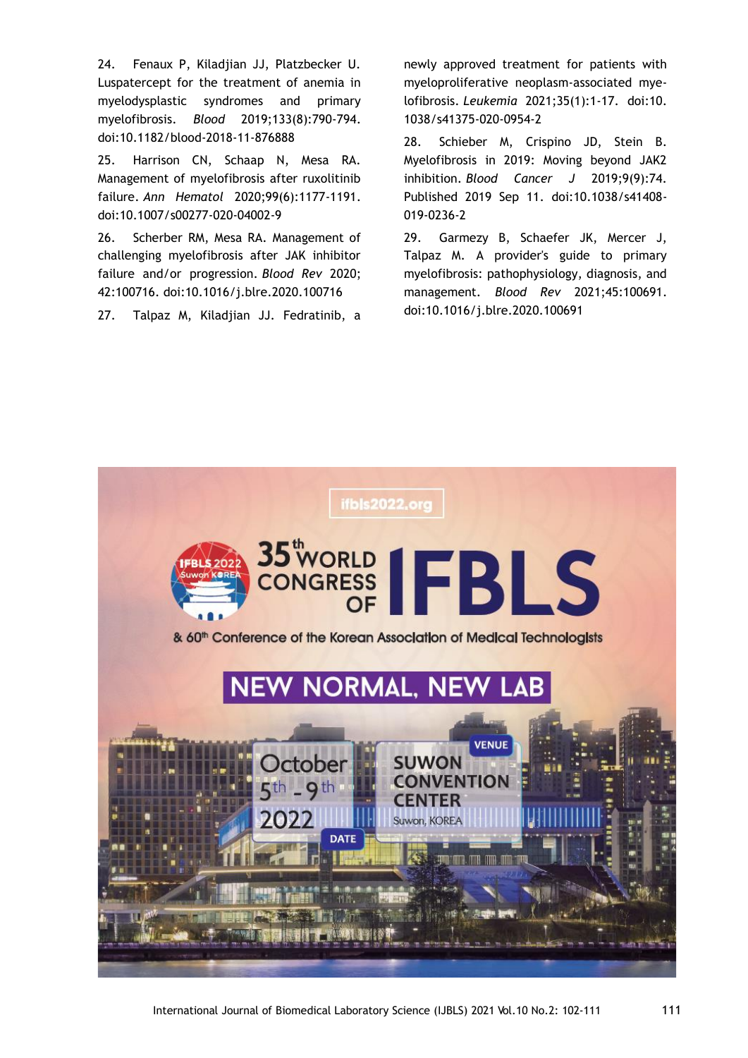24. Fenaux P, Kiladjian JJ, Platzbecker U. Luspatercept for the treatment of anemia in myelodysplastic syndromes and primary myelofibrosis. *Blood* 2019;133(8):790-794. doi:10.1182/blood-2018-11-876888

25. Harrison CN, Schaap N, Mesa RA. Management of myelofibrosis after ruxolitinib failure. *Ann Hematol* 2020;99(6):1177-1191. doi:10.1007/s00277-020-04002-9

26. Scherber RM, Mesa RA. Management of challenging myelofibrosis after JAK inhibitor failure and/or progression. *Blood Rev* 2020; 42:100716. doi:10.1016/j.blre.2020.100716

27. Talpaz M, Kiladjian JJ. Fedratinib, a newly approved treatment for patients with myeloproliferative neoplasm-associated myelofibrosis. *Leukemia* 2021;35(1):1-17. doi:10.1038/s41375-020-0954-2

28. Schieber M, Crispino JD, Stein B. Myelofibrosis in 2019: Moving beyond JAK2 inhibition. *Blood Cancer J* 2019;9(9):74. Published 2019 Sep 11. doi:10.1038/s41408-019-0236-2

29. Garmezy B, Schaefer JK, Mercer J, Talpaz M. A provider's guide to primary myelofibrosis: pathophysiology, diagnosis, and management. *Blood Rev* 2021;45:100691. doi:10.1016/j.blre.2020.100691